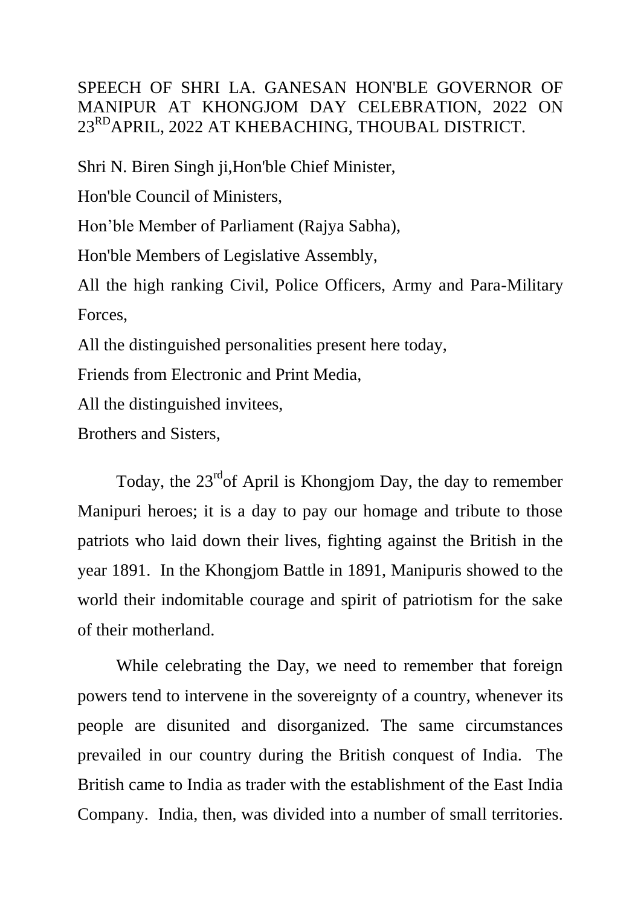# SPEECH OF SHRI LA. GANESAN HON'BLE GOVERNOR OF MANIPUR AT KHONGJOM DAY CELEBRATION, 2022 ON 23RD APRIL, 2022 AT KHEBACHING, THOUBAL DISTRICT.

Shri N. Biren Singh ji,Hon'ble Chief Minister,

Hon'ble Council of Ministers,

Hon’ble Member of Parliament (Rajya Sabha),

Hon'ble Members of Legislative Assembly,

All the high ranking Civil, Police Officers, Army and Para-Military Forces,

All the distinguished personalities present here today,

Friends from Electronic and Print Media,

All the distinguished invitees,

Brothers and Sisters,

Today, the 23rd of April is Khongjom Day, the day to remember Manipuri heroes; it is a day to pay our homage and tribute to those patriots who laid down their lives, fighting against the British in the year 1891. In the Khongjom Battle in 1891, Manipuris showed to the world their indomitable courage and spirit of patriotism for the sake of their motherland.

While celebrating the Day, we need to remember that foreign powers tend to intervene in the sovereignty of a country, whenever its people are disunited and disorganized. The same circumstances prevailed in our country during the British conquest of India. The British came to India as trader with the establishment of the East India Company. India, then, was divided into a number of small territories.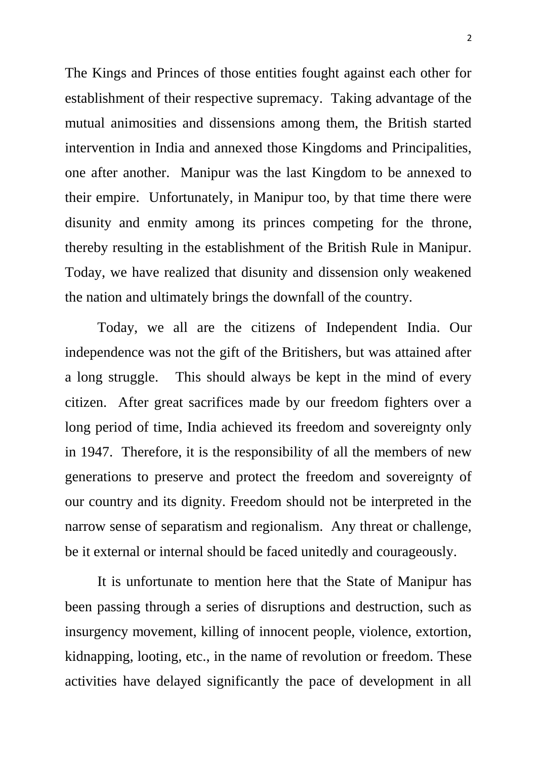The Kings and Princes of those entities fought against each other for establishment of their respective supremacy. Taking advantage of the mutual animosities and dissensions among them, the British started intervention in India and annexed those Kingdoms and Principalities, one after another. Manipur was the last Kingdom to be annexed to their empire. Unfortunately, in Manipur too, by that time there were disunity and enmity among its princes competing for the throne, thereby resulting in the establishment of the British Rule in Manipur. Today, we have realized that disunity and dissension only weakened the nation and ultimately brings the downfall of the country.

Today, we all are the citizens of Independent India. Our independence was not the gift of the Britishers, but was attained after a long struggle. This should always be kept in the mind of every citizen. After great sacrifices made by our freedom fighters over a long period of time, India achieved its freedom and sovereignty only in 1947. Therefore, it is the responsibility of all the members of new generations to preserve and protect the freedom and sovereignty of our country and its dignity. Freedom should not be interpreted in the narrow sense of separatism and regionalism. Any threat or challenge, be it external or internal should be faced unitedly and courageously.

It is unfortunate to mention here that the State of Manipur has been passing through a series of disruptions and destruction, such as insurgency movement, killing of innocent people, violence, extortion, kidnapping, looting, etc., in the name of revolution or freedom. These activities have delayed significantly the pace of development in all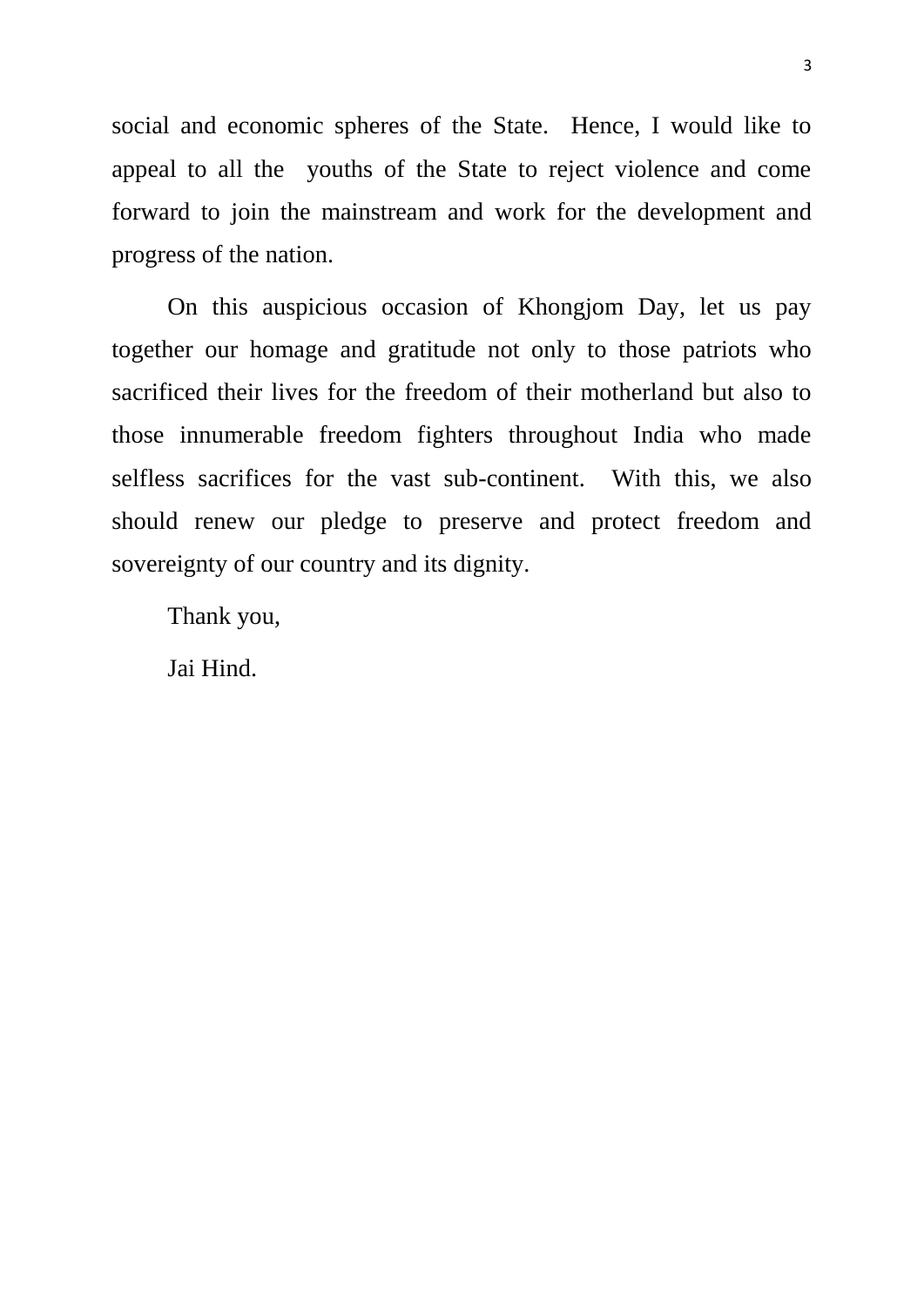social and economic spheres of the State. Hence, I would like to appeal to all the youths of the State to reject violence and come forward to join the mainstream and work for the development and progress of the nation.

On this auspicious occasion of Khongjom Day, let us pay together our homage and gratitude not only to those patriots who sacrificed their lives for the freedom of their motherland but also to those innumerable freedom fighters throughout India who made selfless sacrifices for the vast sub-continent. With this, we also should renew our pledge to preserve and protect freedom and sovereignty of our country and its dignity.

Thank you,

Jai Hind.